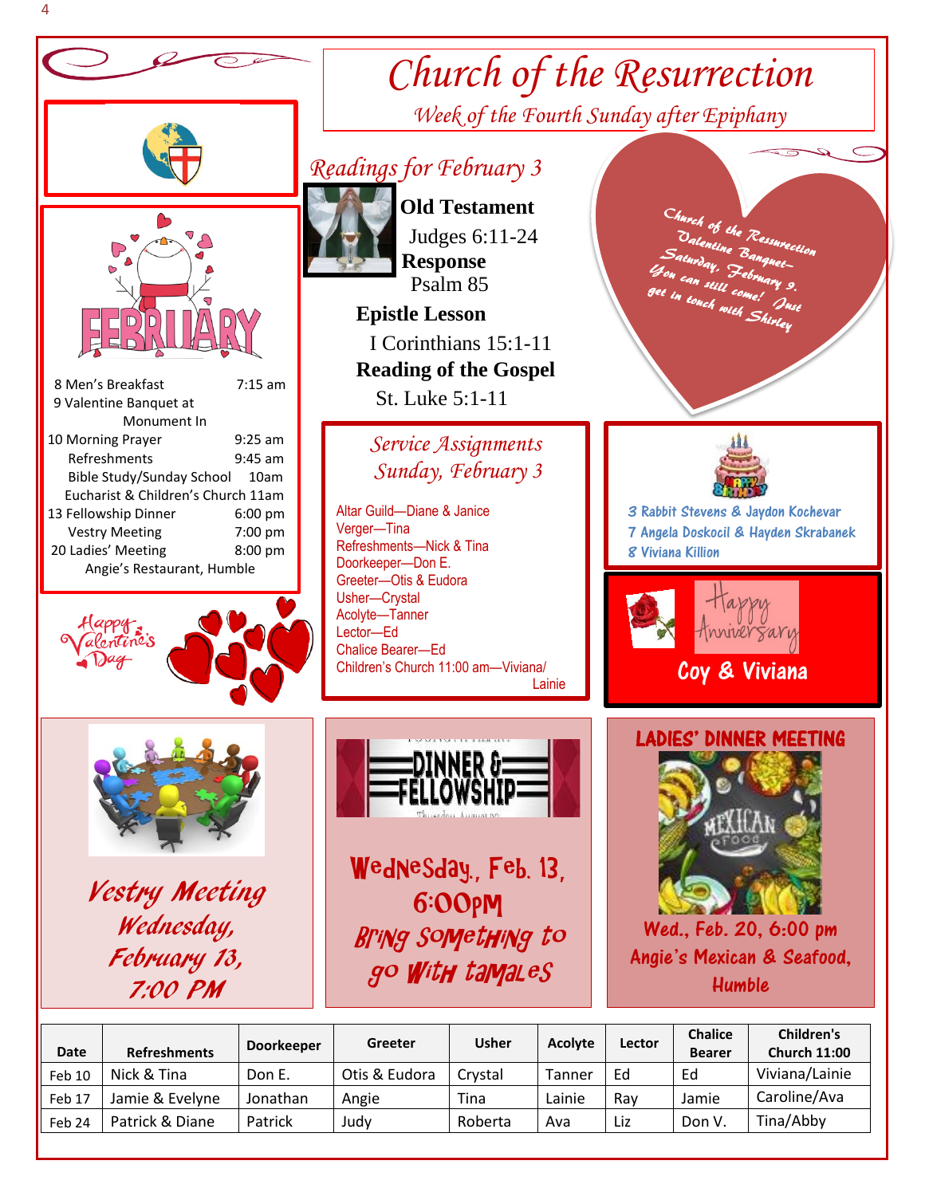# Church of the Resurrection

*Week of the Fourth Sunday after Epiphany*

## Readings for February 3

**Old Testament**
Judges 6:11-24

**Response**
Psalm 85

**Epistle Lesson**
I Corinthians 15:1-11

**Reading of the Gospel**
St. Luke 5:1-11

Church of the Resurrection Valentine Banquet— Saturday, February 9. You can still come! Just get in touch with Shirley

## February

| | |
|---|---|
| 8 Men's Breakfast | 7:15 am |
| 9 Valentine Banquet at Monument Inn | |
| 10 Morning Prayer | 9:25 am |
| Refreshments | 9:45 am |
| Bible Study/Sunday School | 10am |
| Eucharist & Children's Church 11am | |
| 13 Fellowship Dinner | 6:00 pm |
| Vestry Meeting | 7:00 pm |
| 20 Ladies' Meeting | 8:00 pm |
| Angie's Restaurant, Humble | |

Happy Valentine's Day

## Service Assignments Sunday, February 3

Altar Guild—Diane & Janice
Verger—Tina
Refreshments—Nick & Tina
Doorkeeper—Don E.
Greeter—Otis & Eudora
Usher—Crystal
Acolyte—Tanner
Lector—Ed
Chalice Bearer—Ed
Children's Church 11:00 am—Viviana/Lainie

Happy Birthday

3 Rabbit Stevens & Jaydon Kochevar
7 Angela Doskocil & Hayden Skrabanek
8 Viviana Killion

Happy Anniversary

Coy & Viviana

**Vestry Meeting**
Wednesday, February 13, 7:00 PM

**Dinner & Fellowship**
Wednesday, Feb. 13, 6:00pm
Bring something to go with tamales

**LADIES' DINNER MEETING**
Wed., Feb. 20, 6:00 pm
Angie's Mexican & Seafood, Humble

| Date | Refreshments | Doorkeeper | Greeter | Usher | Acolyte | Lector | Chalice Bearer | Children's Church 11:00 |
|---|---|---|---|---|---|---|---|---|
| Feb 10 | Nick & Tina | Don E. | Otis & Eudora | Crystal | Tanner | Ed | Ed | Viviana/Lainie |
| Feb 17 | Jamie & Evelyne | Jonathan | Angie | Tina | Lainie | Ray | Jamie | Caroline/Ava |
| Feb 24 | Patrick & Diane | Patrick | Judy | Roberta | Ava | Liz | Don V. | Tina/Abby |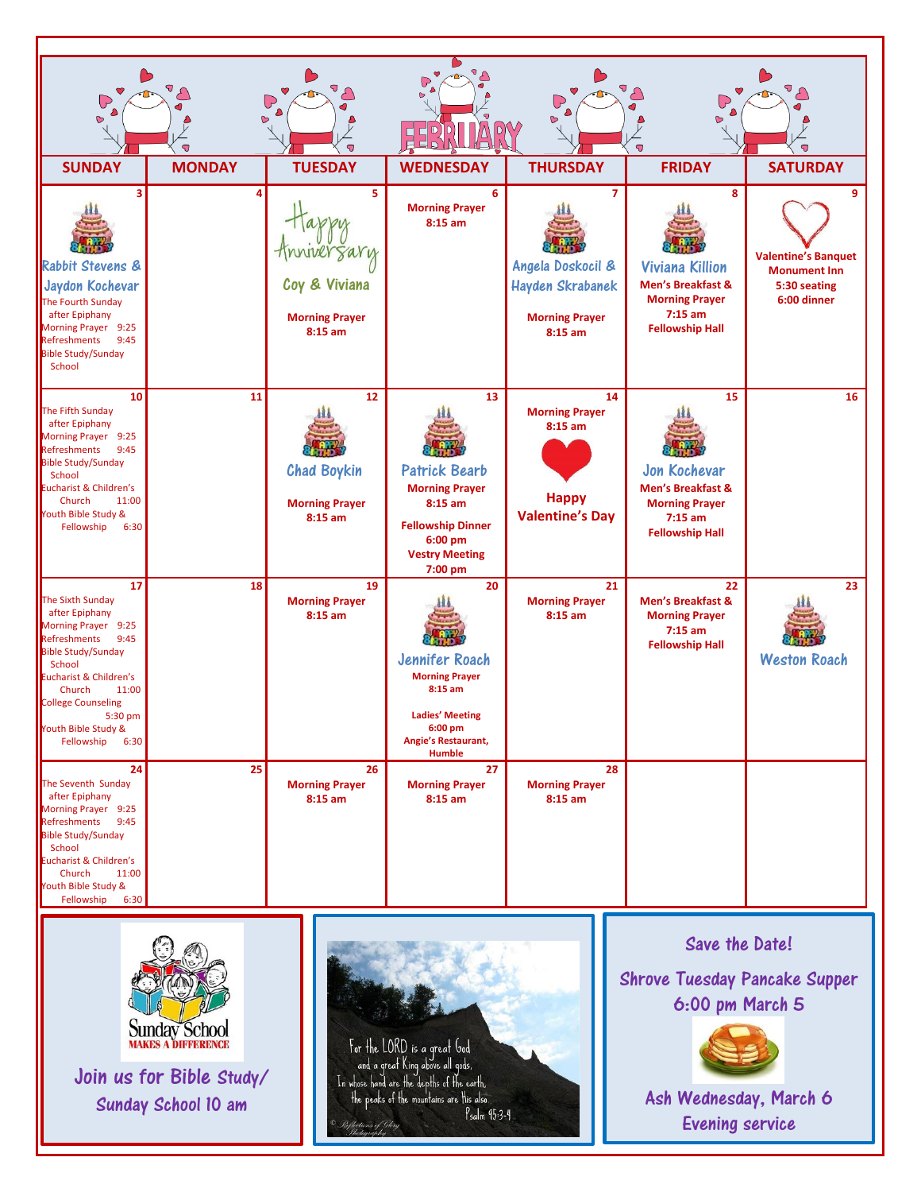# FEBRUARY

| SUNDAY | MONDAY | TUESDAY | WEDNESDAY | THURSDAY | FRIDAY | SATURDAY |
|---|---|---|---|---|---|---|
| 3<br>Rabbit Stevens & Jaydon Kochevar<br>The Fourth Sunday after Epiphany<br>Morning Prayer 9:25<br>Refreshments 9:45<br>Bible Study/Sunday School | 4 | 5<br>Happy Anniversary<br>Coy & Viviana<br>**Morning Prayer 8:15 am** | 6<br>**Morning Prayer 8:15 am** | 7<br>Angela Doskocil & Hayden Skrabanek<br>**Morning Prayer 8:15 am** | 8<br>Viviana Killion<br>**Men's Breakfast & Morning Prayer 7:15 am Fellowship Hall** | 9<br>**Valentine's Banquet Monument Inn 5:30 seating 6:00 dinner** |
| 10<br>The Fifth Sunday after Epiphany<br>Morning Prayer 9:25<br>Refreshments 9:45<br>Bible Study/Sunday School<br>Eucharist & Children's Church 11:00<br>Youth Bible Study & Fellowship 6:30 | 11 | 12<br>Chad Boykin<br>**Morning Prayer 8:15 am** | 13<br>Patrick Bearb<br>**Morning Prayer 8:15 am**<br>**Fellowship Dinner 6:00 pm**<br>**Vestry Meeting 7:00 pm** | 14<br>**Morning Prayer 8:15 am**<br>**Happy Valentine's Day** | 15<br>Jon Kochevar<br>**Men's Breakfast & Morning Prayer 7:15 am Fellowship Hall** | 16 |
| 17<br>The Sixth Sunday after Epiphany<br>Morning Prayer 9:25<br>Refreshments 9:45<br>Bible Study/Sunday School<br>Eucharist & Children's Church 11:00<br>College Counseling 5:30 pm<br>Youth Bible Study & Fellowship 6:30 | 18 | 19<br>**Morning Prayer 8:15 am** | 20<br>Jennifer Roach<br>**Morning Prayer 8:15 am**<br>**Ladies' Meeting 6:00 pm Angie's Restaurant, Humble** | 21<br>**Morning Prayer 8:15 am** | 22<br>**Men's Breakfast & Morning Prayer 7:15 am Fellowship Hall** | 23<br>Weston Roach |
| 24<br>The Seventh Sunday after Epiphany<br>Morning Prayer 9:25<br>Refreshments 9:45<br>Bible Study/Sunday School<br>Eucharist & Children's Church 11:00<br>Youth Bible Study & Fellowship 6:30 | 25 | 26<br>**Morning Prayer 8:15 am** | 27<br>**Morning Prayer 8:15 am** | 28<br>**Morning Prayer 8:15 am** | | |

Sunday School MAKES A DIFFERENCE

Join us for Bible Study/ Sunday School 10 am

For the LORD is a great God
and a great King above all gods,
In whose hand are the depths of the earth,
the peaks of the mountains are His also.
Psalm 95:3-4

© Reflections of Glory Photography

**Save the Date!**

**Shrove Tuesday Pancake Supper 6:00 pm March 5**

**Ash Wednesday, March 6 Evening service**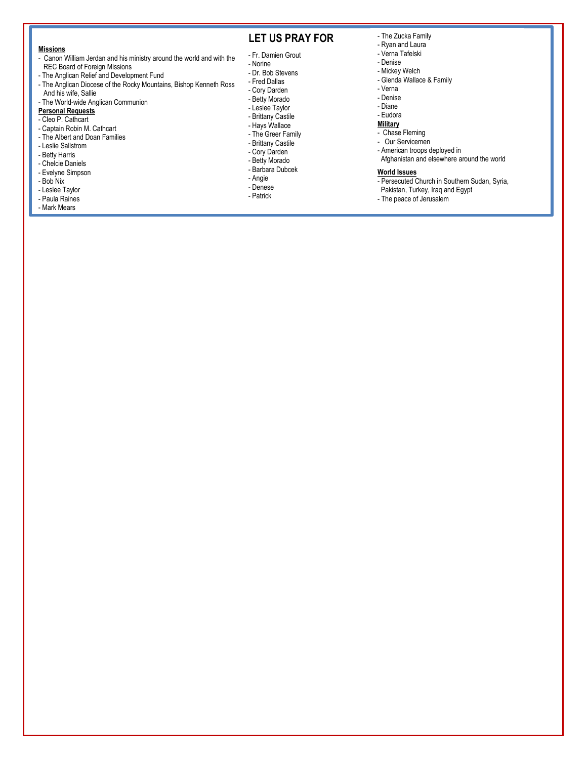## LET US PRAY FOR

**Missions**

- Canon William Jerdan and his ministry around the world and with the REC Board of Foreign Missions
- The Anglican Relief and Development Fund
- The Anglican Diocese of the Rocky Mountains, Bishop Kenneth Ross And his wife, Sallie
- The World-wide Anglican Communion

**Personal Requests**

- Cleo P. Cathcart
- Captain Robin M. Cathcart
- The Albert and Doan Families
- Leslie Sallstrom
- Betty Harris
- Chelcie Daniels
- Evelyne Simpson
- Bob Nix
- Leslee Taylor
- Paula Raines
- Mark Mears
- Fr. Damien Grout
- Norine
- Dr. Bob Stevens
- Fred Dallas
- Cory Darden
- Betty Morado
- Leslee Taylor
- Brittany Castile
- Hays Wallace
- The Greer Family
- Brittany Castile
- Cory Darden
- Betty Morado
- Barbara Dubcek
- Angie
- Denese
- Patrick
- The Zucka Family
- Ryan and Laura
- Verna Tafelski
- Denise
- Mickey Welch
- Glenda Wallace & Family
- Verna
- Denise
- Diane
- Eudora

**Military**

- Chase Fleming
- Our Servicemen
- American troops deployed in Afghanistan and elsewhere around the world

**World Issues**

- Persecuted Church in Southern Sudan, Syria, Pakistan, Turkey, Iraq and Egypt
- The peace of Jerusalem